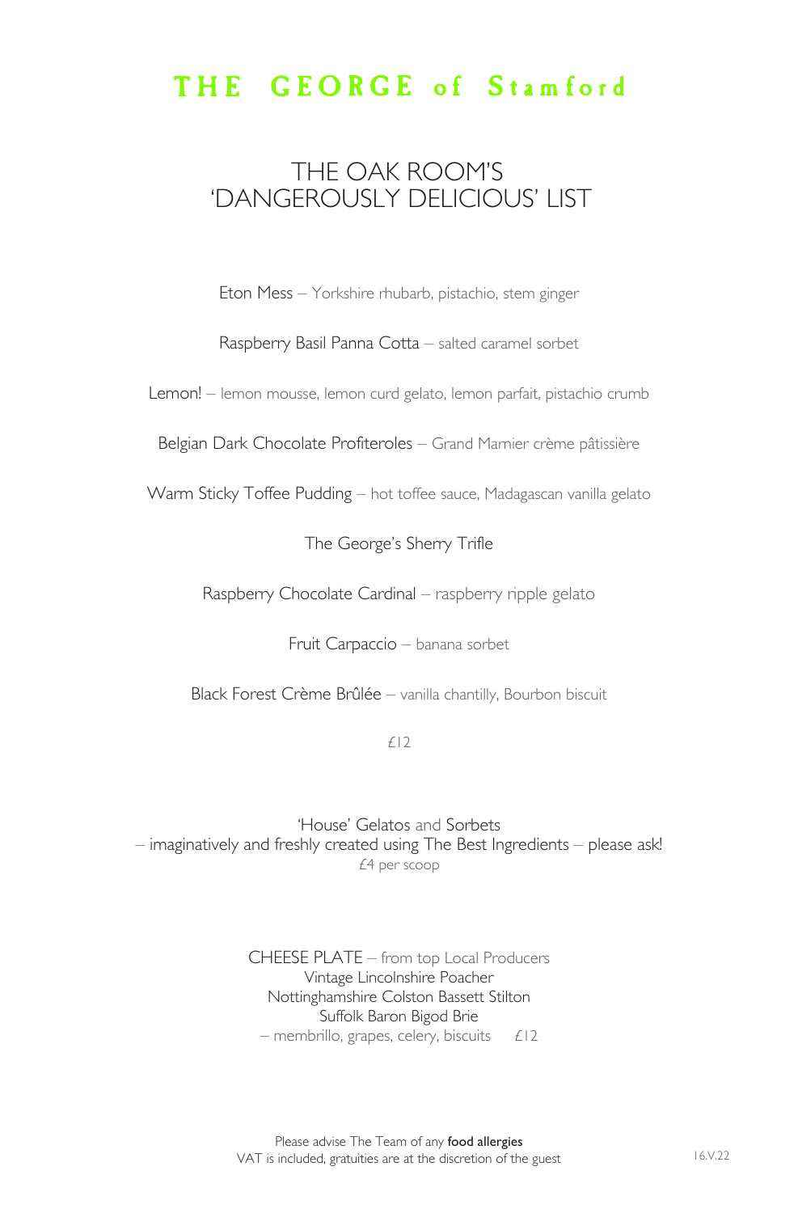# THE GEORGE of Stamford

## THE OAK ROOM'S 'DANGEROUSLY DELICIOUS' LIST

Eton Mess – Yorkshire rhubarb, pistachio, stem ginger

Raspberry Basil Panna Cotta – salted caramel sorbet

Lemon! – lemon mousse, lemon curd gelato, lemon parfait, pistachio crumb

Belgian Dark Chocolate Profiteroles – Grand Marnier crème pâtissière

Warm Sticky Toffee Pudding – hot toffee sauce, Madagascan vanilla gelato

The George's Sherry Trifle

Raspberry Chocolate Cardinal – raspberry ripple gelato

Fruit Carpaccio – banana sorbet

Black Forest Crème Brûlée – vanilla chantilly, Bourbon biscuit

£12

'House' Gelatos and Sorbets
– imaginatively and freshly created using The Best Ingredients – please ask!
£4 per scoop

CHEESE PLATE – from top Local Producers
Vintage Lincolnshire Poacher
Nottinghamshire Colston Bassett Stilton
Suffolk Baron Bigod Brie
– membrillo, grapes, celery, biscuits £12

Please advise The Team of any **food allergies**
VAT is included, gratuities are at the discretion of the guest

16.V.22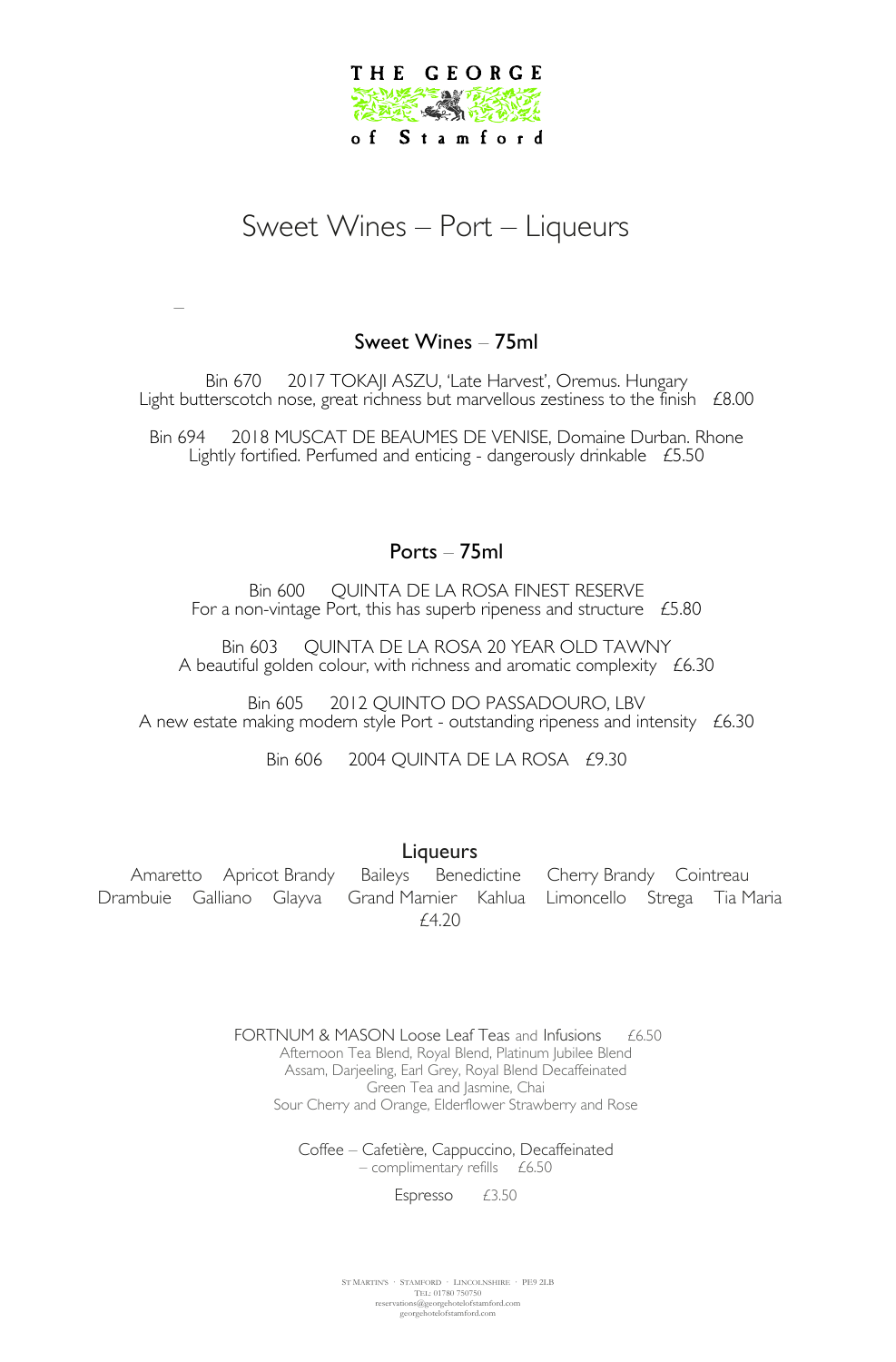THE GEORGE

of Stamford

# Sweet Wines – Port – Liqueurs

## Sweet Wines – 75ml

Bin 670 2017 TOKAJI ASZU, 'Late Harvest', Oremus. Hungary
Light butterscotch nose, great richness but marvellous zestiness to the finish £8.00

Bin 694 2018 MUSCAT DE BEAUMES DE VENISE, Domaine Durban. Rhone
Lightly fortified. Perfumed and enticing - dangerously drinkable £5.50

## Ports – 75ml

Bin 600 QUINTA DE LA ROSA FINEST RESERVE
For a non-vintage Port, this has superb ripeness and structure £5.80

Bin 603 QUINTA DE LA ROSA 20 YEAR OLD TAWNY
A beautiful golden colour, with richness and aromatic complexity £6.30

Bin 605 2012 QUINTO DO PASSADOURO, LBV
A new estate making modern style Port - outstanding ripeness and intensity £6.30

Bin 606 2004 QUINTA DE LA ROSA £9.30

## Liqueurs

Amaretto Apricot Brandy Baileys Benedictine Cherry Brandy Cointreau
Drambuie Galliano Glayva Grand Marnier Kahlua Limoncello Strega Tia Maria
£4.20

FORTNUM & MASON Loose Leaf Teas and Infusions £6.50
Afternoon Tea Blend, Royal Blend, Platinum Jubilee Blend
Assam, Darjeeling, Earl Grey, Royal Blend Decaffeinated
Green Tea and Jasmine, Chai
Sour Cherry and Orange, Elderflower Strawberry and Rose

Coffee – Cafetière, Cappuccino, Decaffeinated
– complimentary refills £6.50

Espresso £3.50

ST MARTIN'S · STAMFORD · LINCOLNSHIRE · PE9 2LB
TEL: 01780 750750
reservations@georgehotelofstamford.com
georgehotelofstamford.com